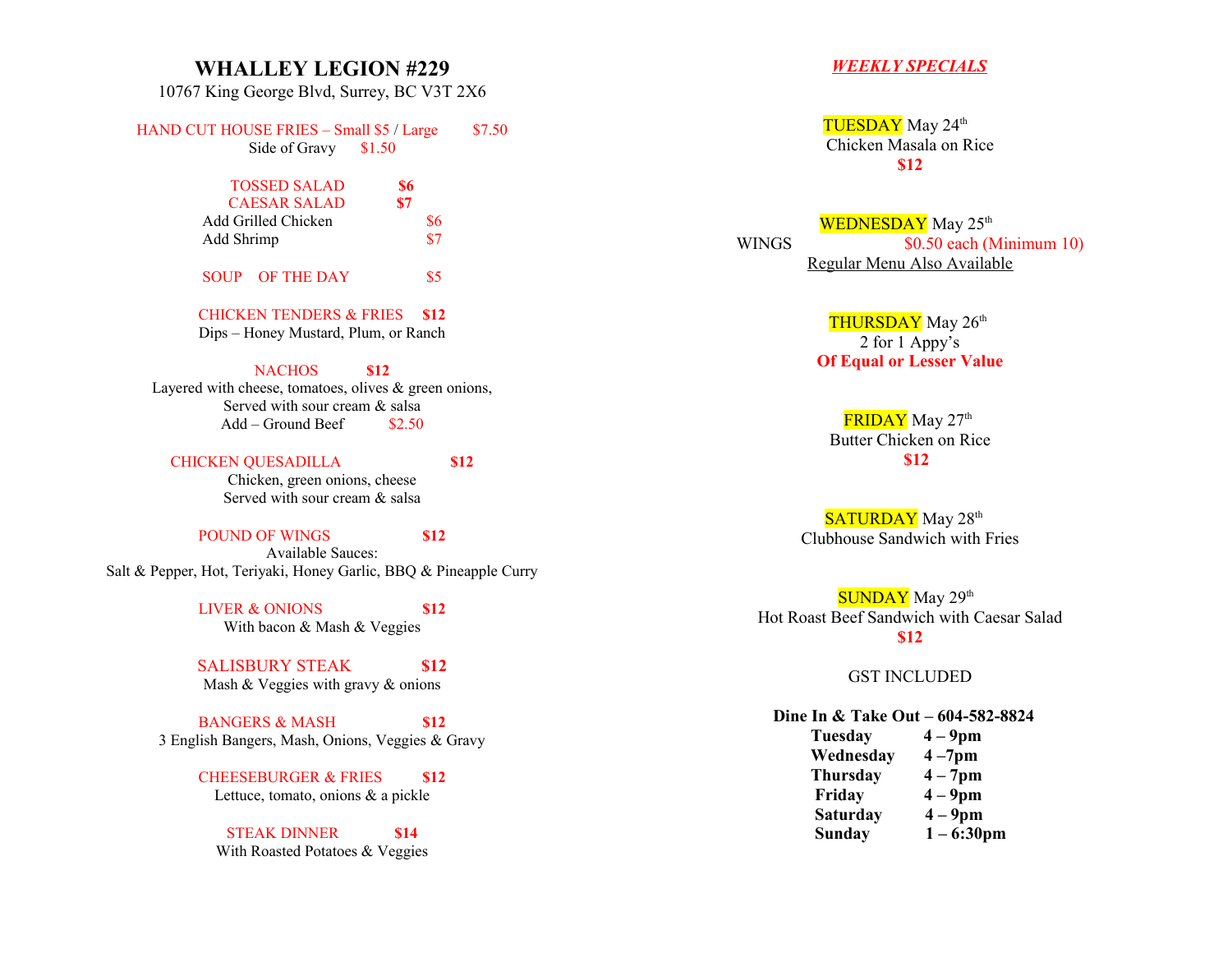# WHALLEY LEGION #229

10767 King George Blvd, Surrey, BC V3T 2X6

HAND CUT HOUSE FRIES – Small $5 / Large $7.50
Side of Gravy $1.50

TOSSED SALAD **$6**
CAESAR SALAD **$7**
Add Grilled Chicken $6
Add Shrimp $7

SOUP OF THE DAY $5

CHICKEN TENDERS & FRIES **$12**
Dips – Honey Mustard, Plum, or Ranch

NACHOS **$12**
Layered with cheese, tomatoes, olives & green onions,
Served with sour cream & salsa
Add – Ground Beef $2.50

CHICKEN QUESADILLA **$12**
Chicken, green onions, cheese
Served with sour cream & salsa

POUND OF WINGS **$12**
Available Sauces:
Salt & Pepper, Hot, Teriyaki, Honey Garlic, BBQ & Pineapple Curry

LIVER & ONIONS **$12**
With bacon & Mash & Veggies

SALISBURY STEAK **$12**
Mash & Veggies with gravy & onions

BANGERS & MASH **$12**
3 English Bangers, Mash, Onions, Veggies & Gravy

CHEESEBURGER & FRIES **$12**
Lettuce, tomato, onions & a pickle

STEAK DINNER **$14**
With Roasted Potatoes & Veggies

## ***WEEKLY SPECIALS***

TUESDAY May 24th
Chicken Masala on Rice
**$12**

WEDNESDAY May 25th
WINGS $0.50 each (Minimum 10)
Regular Menu Also Available

THURSDAY May 26th
2 for 1 Appy's
**Of Equal or Lesser Value**

FRIDAY May 27th
Butter Chicken on Rice
**$12**

SATURDAY May 28th
Clubhouse Sandwich with Fries

SUNDAY May 29th
Hot Roast Beef Sandwich with Caesar Salad
**$12**

GST INCLUDED

**Dine In & Take Out – 604-582-8824**

| | |
|---|---|
| **Tuesday** | **4 – 9pm** |
| **Wednesday** | **4 –7pm** |
| **Thursday** | **4 – 7pm** |
| **Friday** | **4 – 9pm** |
| **Saturday** | **4 – 9pm** |
| **Sunday** | **1 – 6:30pm** |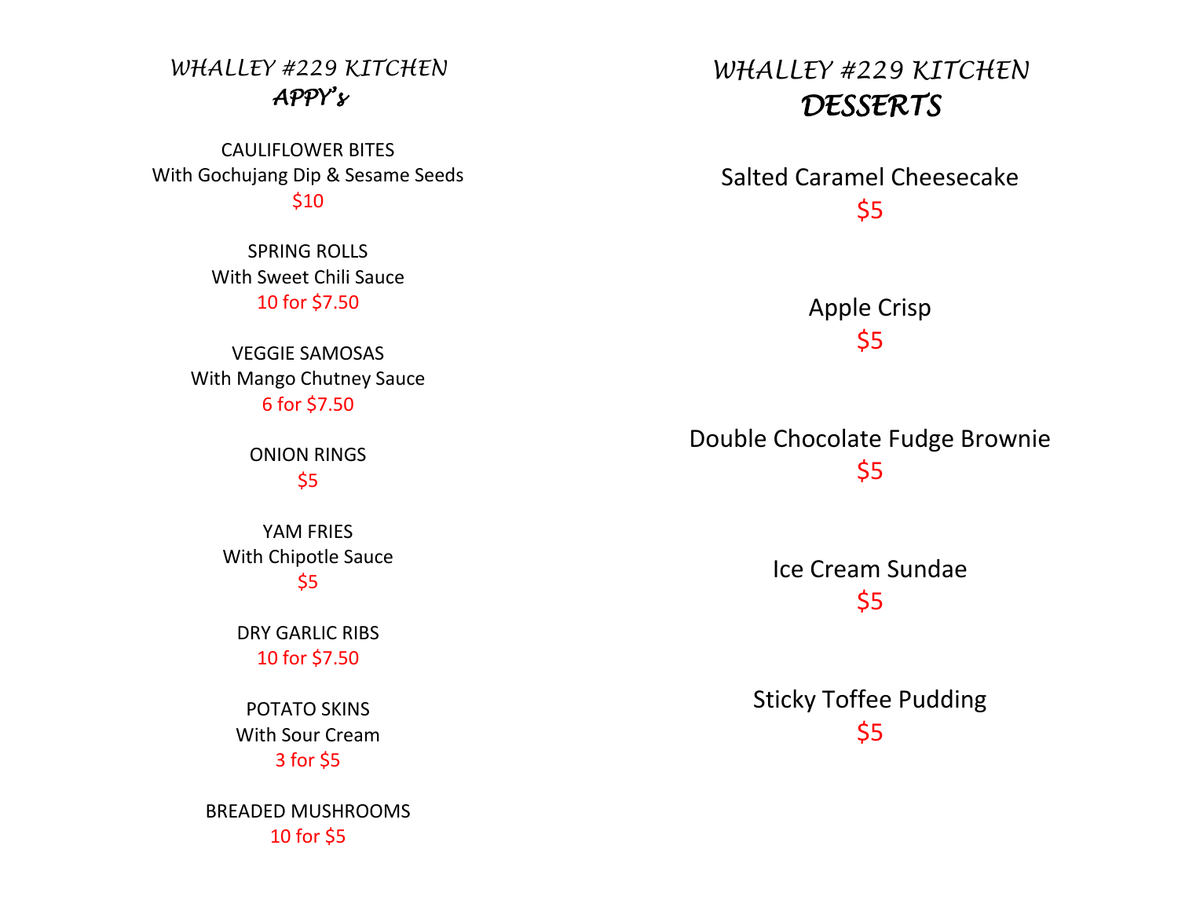# *WHALLEY #229 KITCHEN*
## *APPY's*

CAULIFLOWER BITES
With Gochujang Dip & Sesame Seeds
$10

SPRING ROLLS
With Sweet Chili Sauce
10 for $7.50

VEGGIE SAMOSAS
With Mango Chutney Sauce
6 for $7.50

ONION RINGS
$5

YAM FRIES
With Chipotle Sauce
$5

DRY GARLIC RIBS
10 for $7.50

POTATO SKINS
With Sour Cream
3 for $5

BREADED MUSHROOMS
10 for $5

# *WHALLEY #229 KITCHEN*
## *DESSERTS*

Salted Caramel Cheesecake
$5

Apple Crisp
$5

Double Chocolate Fudge Brownie
$5

Ice Cream Sundae
$5

Sticky Toffee Pudding
$5